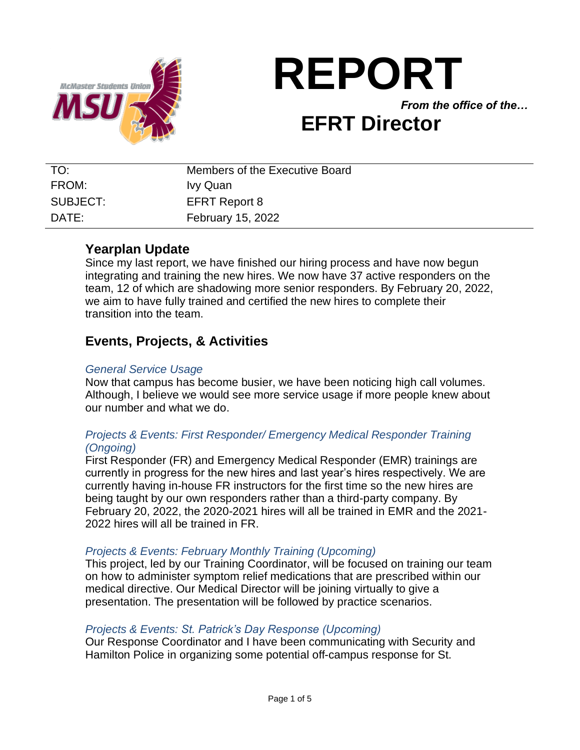# REPORT

*From the office of the…*

## EFRT Director

| TO: | Members of the Executive Board |
|---|---|
| FROM: | Ivy Quan |
| SUBJECT: | EFRT Report 8 |
| DATE: | February 15, 2022 |

## Yearplan Update

Since my last report, we have finished our hiring process and have now begun integrating and training the new hires. We now have 37 active responders on the team, 12 of which are shadowing more senior responders. By February 20, 2022, we aim to have fully trained and certified the new hires to complete their transition into the team.

## Events, Projects, & Activities

*General Service Usage*

Now that campus has become busier, we have been noticing high call volumes. Although, I believe we would see more service usage if more people knew about our number and what we do.

*Projects & Events: First Responder/ Emergency Medical Responder Training (Ongoing)*

First Responder (FR) and Emergency Medical Responder (EMR) trainings are currently in progress for the new hires and last year's hires respectively. We are currently having in-house FR instructors for the first time so the new hires are being taught by our own responders rather than a third-party company. By February 20, 2022, the 2020-2021 hires will all be trained in EMR and the 2021-2022 hires will all be trained in FR.

*Projects & Events: February Monthly Training (Upcoming)*

This project, led by our Training Coordinator, will be focused on training our team on how to administer symptom relief medications that are prescribed within our medical directive. Our Medical Director will be joining virtually to give a presentation. The presentation will be followed by practice scenarios.

*Projects & Events: St. Patrick's Day Response (Upcoming)*

Our Response Coordinator and I have been communicating with Security and Hamilton Police in organizing some potential off-campus response for St.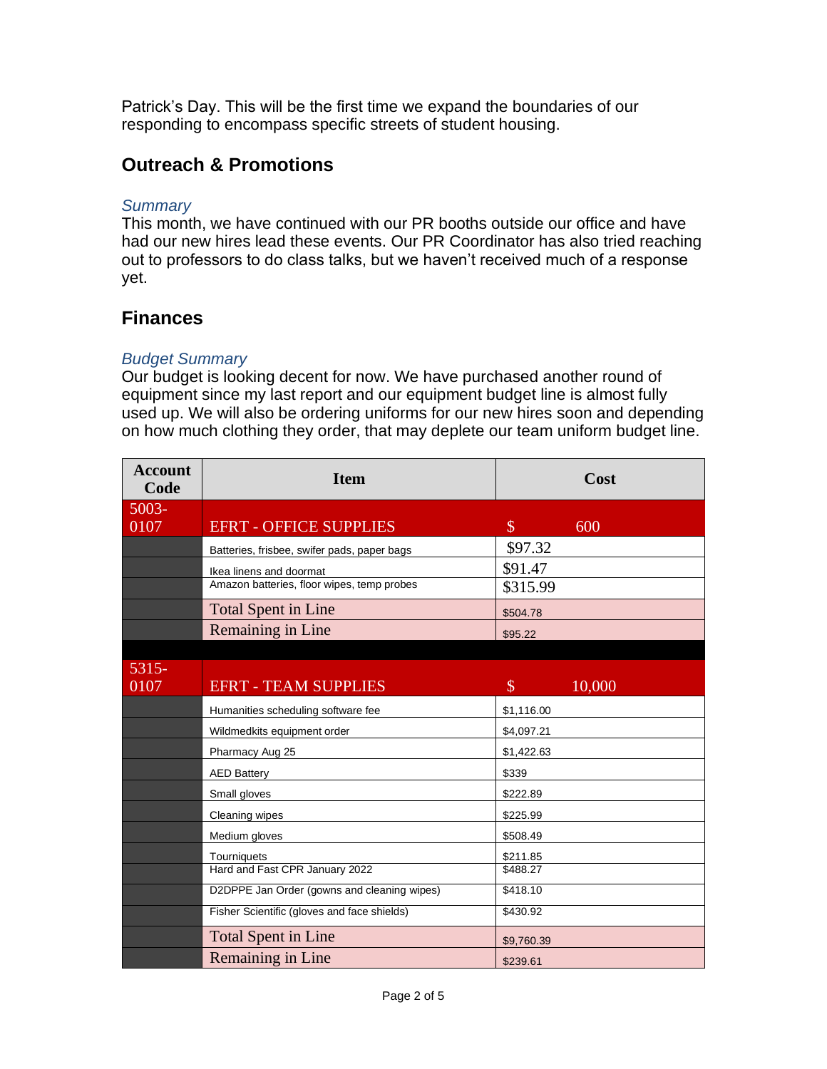Patrick's Day. This will be the first time we expand the boundaries of our responding to encompass specific streets of student housing.

## Outreach & Promotions

### *Summary*

This month, we have continued with our PR booths outside our office and have had our new hires lead these events. Our PR Coordinator has also tried reaching out to professors to do class talks, but we haven't received much of a response yet.

## Finances

### *Budget Summary*

Our budget is looking decent for now. We have purchased another round of equipment since my last report and our equipment budget line is almost fully used up. We will also be ordering uniforms for our new hires soon and depending on how much clothing they order, that may deplete our team uniform budget line.

| Account Code | Item | Cost |
|---|---|---|
| 5003-0107 | EFRT - OFFICE SUPPLIES | $ 600 |
| | Batteries, frisbee, swifer pads, paper bags | $97.32 |
| | Ikea linens and doormat | $91.47 |
| | Amazon batteries, floor wipes, temp probes | $315.99 |
| | Total Spent in Line | $504.78 |
| | Remaining in Line | $95.22 |
| | | |
| 5315-0107 | EFRT - TEAM SUPPLIES | $ 10,000 |
| | Humanities scheduling software fee | $1,116.00 |
| | Wildmedkits equipment order | $4,097.21 |
| | Pharmacy Aug 25 | $1,422.63 |
| | AED Battery | $339 |
| | Small gloves | $222.89 |
| | Cleaning wipes | $225.99 |
| | Medium gloves | $508.49 |
| | Tourniquets | $211.85 |
| | Hard and Fast CPR January 2022 | $488.27 |
| | D2DPPE Jan Order (gowns and cleaning wipes) | $418.10 |
| | Fisher Scientific (gloves and face shields) | $430.92 |
| | Total Spent in Line | $9,760.39 |
| | Remaining in Line | $239.61 |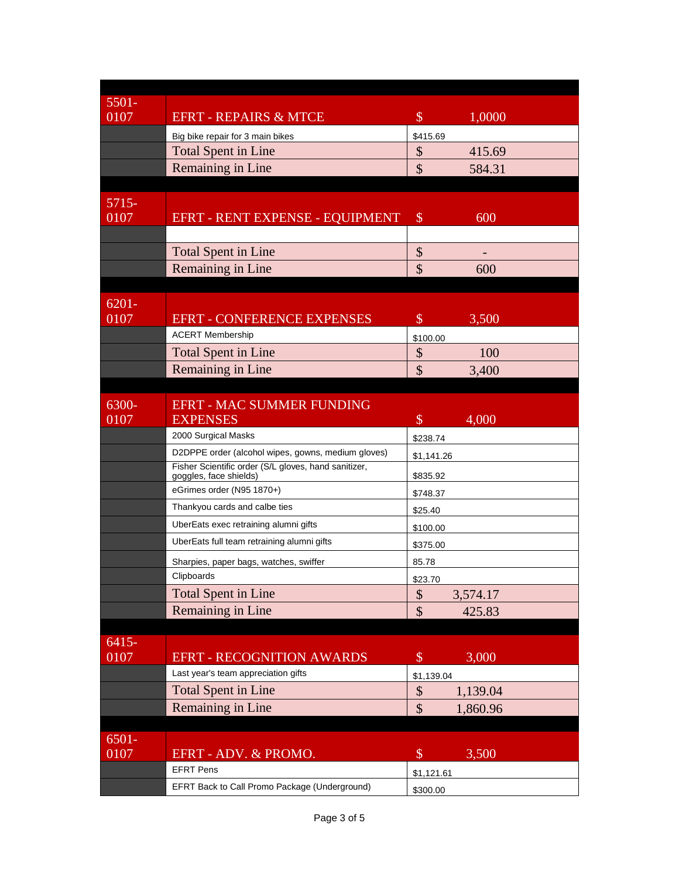| | | | |
|---|---|---|---|
| 5501-0107 | EFRT - REPAIRS & MTCE | $ | 1,0000 |
| | Big bike repair for 3 main bikes | $415.69 | |
| | Total Spent in Line | $ | 415.69 |
| | Remaining in Line | $ | 584.31 |
| | | | |
| 5715-0107 | EFRT - RENT EXPENSE - EQUIPMENT | $ | 600 |
| | | | |
| | Total Spent in Line | $ | - |
| | Remaining in Line | $ | 600 |
| | | | |
| 6201-0107 | EFRT - CONFERENCE EXPENSES | $ | 3,500 |
| | ACERT Membership | $100.00 | |
| | Total Spent in Line | $ | 100 |
| | Remaining in Line | $ | 3,400 |
| | | | |
| 6300-0107 | EFRT - MAC SUMMER FUNDING EXPENSES | $ | 4,000 |
| | 2000 Surgical Masks | $238.74 | |
| | D2DPPE order (alcohol wipes, gowns, medium gloves) | $1,141.26 | |
| | Fisher Scientific order (S/L gloves, hand sanitizer, goggles, face shields) | $835.92 | |
| | eGrimes order (N95 1870+) | $748.37 | |
| | Thankyou cards and calbe ties | $25.40 | |
| | UberEats exec retraining alumni gifts | $100.00 | |
| | UberEats full team retraining alumni gifts | $375.00 | |
| | Sharpies, paper bags, watches, swiffer | 85.78 | |
| | Clipboards | $23.70 | |
| | Total Spent in Line | $ | 3,574.17 |
| | Remaining in Line | $ | 425.83 |
| | | | |
| 6415-0107 | EFRT - RECOGNITION AWARDS | $ | 3,000 |
| | Last year's team appreciation gifts | $1,139.04 | |
| | Total Spent in Line | $ | 1,139.04 |
| | Remaining in Line | $ | 1,860.96 |
| | | | |
| 6501-0107 | EFRT - ADV. & PROMO. | $ | 3,500 |
| | EFRT Pens | $1,121.61 | |
| | EFRT Back to Call Promo Package (Underground) | $300.00 | |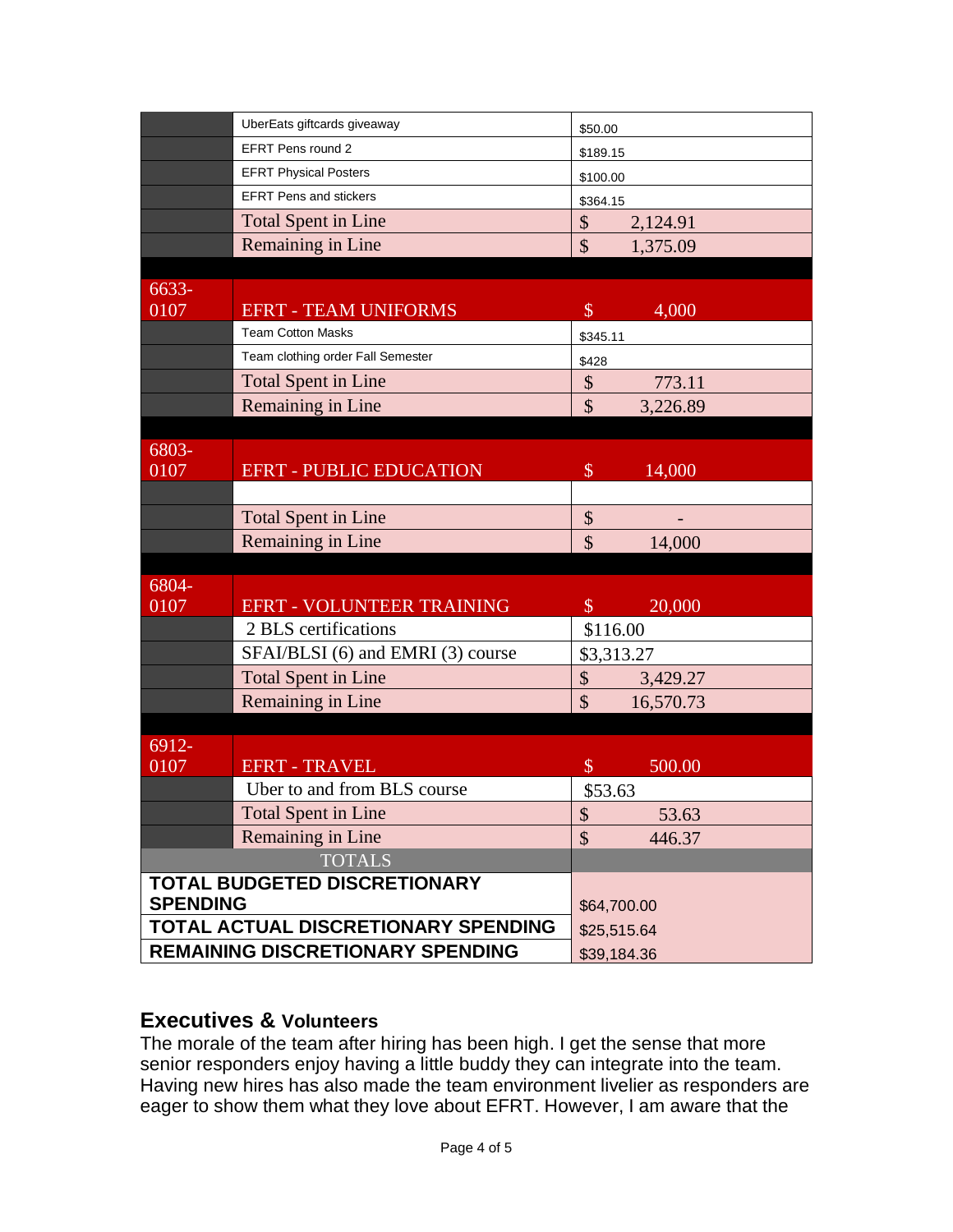| | | |
|---|---|---|
| | UberEats giftcards giveaway | $50.00 |
| | EFRT Pens round 2 | $189.15 |
| | EFRT Physical Posters | $100.00 |
| | EFRT Pens and stickers | $364.15 |
| | Total Spent in Line | $ 2,124.91 |
| | Remaining in Line | $ 1,375.09 |
| | | |
| 6633-0107 | EFRT - TEAM UNIFORMS | $ 4,000 |
| | Team Cotton Masks | $345.11 |
| | Team clothing order Fall Semester | $428 |
| | Total Spent in Line | $ 773.11 |
| | Remaining in Line | $ 3,226.89 |
| | | |
| 6803-0107 | EFRT - PUBLIC EDUCATION | $ 14,000 |
| | | |
| | Total Spent in Line | $ - |
| | Remaining in Line | $ 14,000 |
| | | |
| 6804-0107 | EFRT - VOLUNTEER TRAINING | $ 20,000 |
| | 2 BLS certifications | $116.00 |
| | SFAI/BLSI (6) and EMRI (3) course | $3,313.27 |
| | Total Spent in Line | $ 3,429.27 |
| | Remaining in Line | $ 16,570.73 |
| | | |
| 6912-0107 | EFRT - TRAVEL | $ 500.00 |
| | Uber to and from BLS course | $53.63 |
| | Total Spent in Line | $ 53.63 |
| | Remaining in Line | $ 446.37 |
| TOTALS | | |
| **TOTAL BUDGETED DISCRETIONARY SPENDING** | | $64,700.00 |
| **TOTAL ACTUAL DISCRETIONARY SPENDING** | | $25,515.64 |
| **REMAINING DISCRETIONARY SPENDING** | | $39,184.36 |

## Executives & Volunteers

The morale of the team after hiring has been high. I get the sense that more senior responders enjoy having a little buddy they can integrate into the team. Having new hires has also made the team environment livelier as responders are eager to show them what they love about EFRT. However, I am aware that the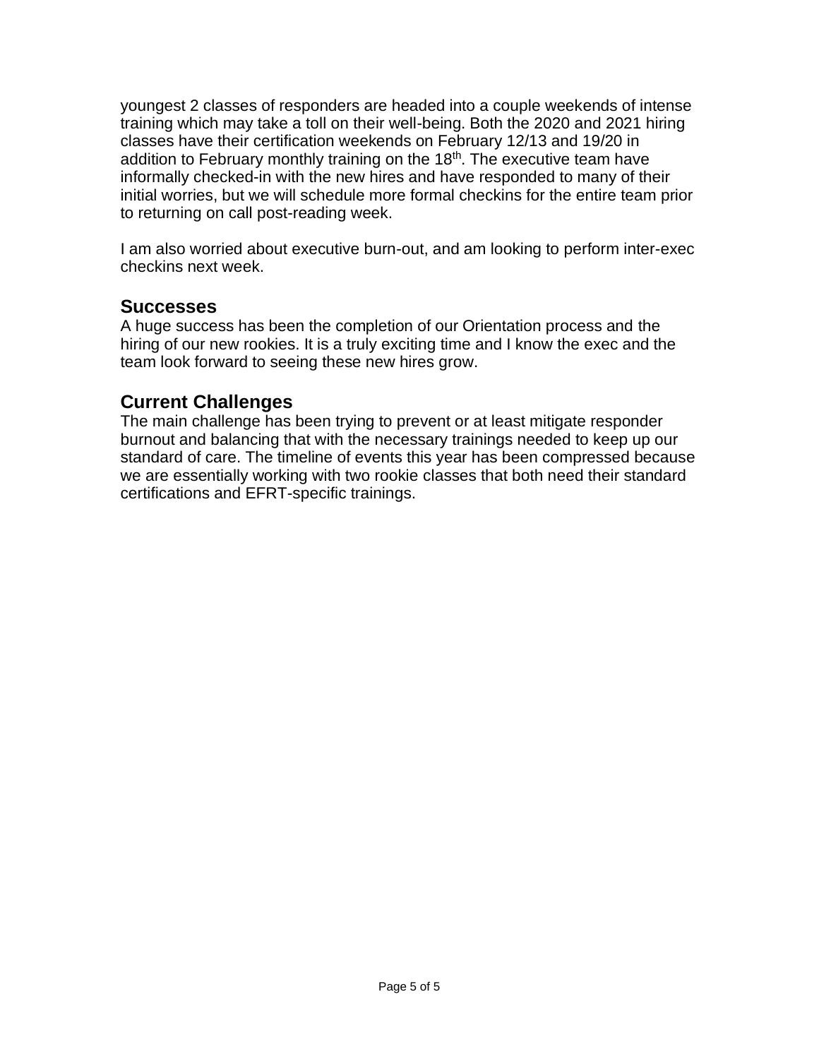youngest 2 classes of responders are headed into a couple weekends of intense training which may take a toll on their well-being. Both the 2020 and 2021 hiring classes have their certification weekends on February 12/13 and 19/20 in addition to February monthly training on the 18th. The executive team have informally checked-in with the new hires and have responded to many of their initial worries, but we will schedule more formal checkins for the entire team prior to returning on call post-reading week.

I am also worried about executive burn-out, and am looking to perform inter-exec checkins next week.

## Successes

A huge success has been the completion of our Orientation process and the hiring of our new rookies. It is a truly exciting time and I know the exec and the team look forward to seeing these new hires grow.

## Current Challenges

The main challenge has been trying to prevent or at least mitigate responder burnout and balancing that with the necessary trainings needed to keep up our standard of care. The timeline of events this year has been compressed because we are essentially working with two rookie classes that both need their standard certifications and EFRT-specific trainings.